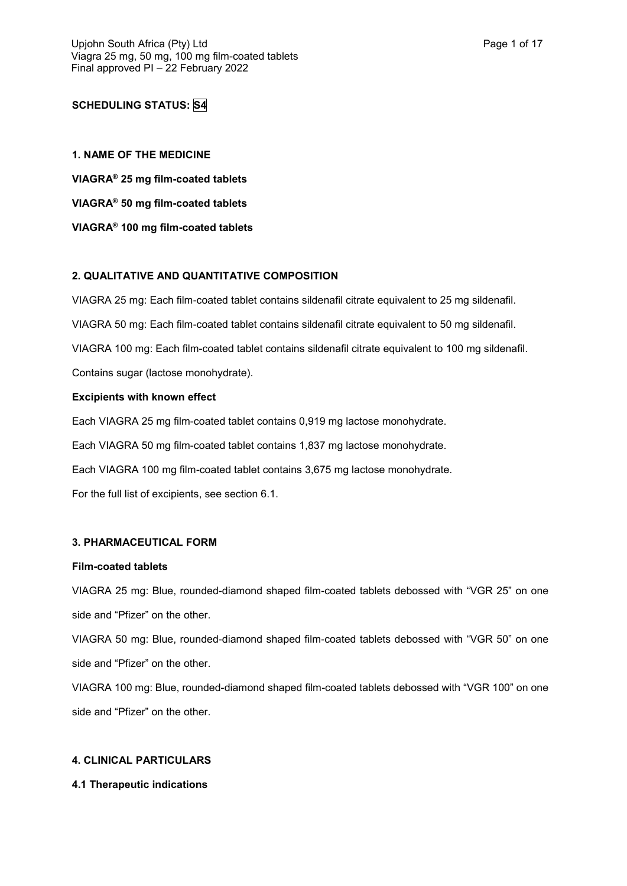**SCHEDULING STATUS: S4**

## 1. NAME OF THE MEDICINE

**VIAGRA® 25 mg film-coated tablets**

**VIAGRA® 50 mg film-coated tablets**

**VIAGRA® 100 mg film-coated tablets**

## 2. QUALITATIVE AND QUANTITATIVE COMPOSITION

VIAGRA 25 mg: Each film-coated tablet contains sildenafil citrate equivalent to 25 mg sildenafil.

VIAGRA 50 mg: Each film-coated tablet contains sildenafil citrate equivalent to 50 mg sildenafil.

VIAGRA 100 mg: Each film-coated tablet contains sildenafil citrate equivalent to 100 mg sildenafil.

Contains sugar (lactose monohydrate).

### Excipients with known effect

Each VIAGRA 25 mg film-coated tablet contains 0,919 mg lactose monohydrate.

Each VIAGRA 50 mg film-coated tablet contains 1,837 mg lactose monohydrate.

Each VIAGRA 100 mg film-coated tablet contains 3,675 mg lactose monohydrate.

For the full list of excipients, see section 6.1.

## 3. PHARMACEUTICAL FORM

### Film-coated tablets

VIAGRA 25 mg: Blue, rounded-diamond shaped film-coated tablets debossed with "VGR 25" on one side and "Pfizer" on the other.

VIAGRA 50 mg: Blue, rounded-diamond shaped film-coated tablets debossed with "VGR 50" on one side and "Pfizer" on the other.

VIAGRA 100 mg: Blue, rounded-diamond shaped film-coated tablets debossed with "VGR 100" on one side and "Pfizer" on the other.

## 4. CLINICAL PARTICULARS

### 4.1 Therapeutic indications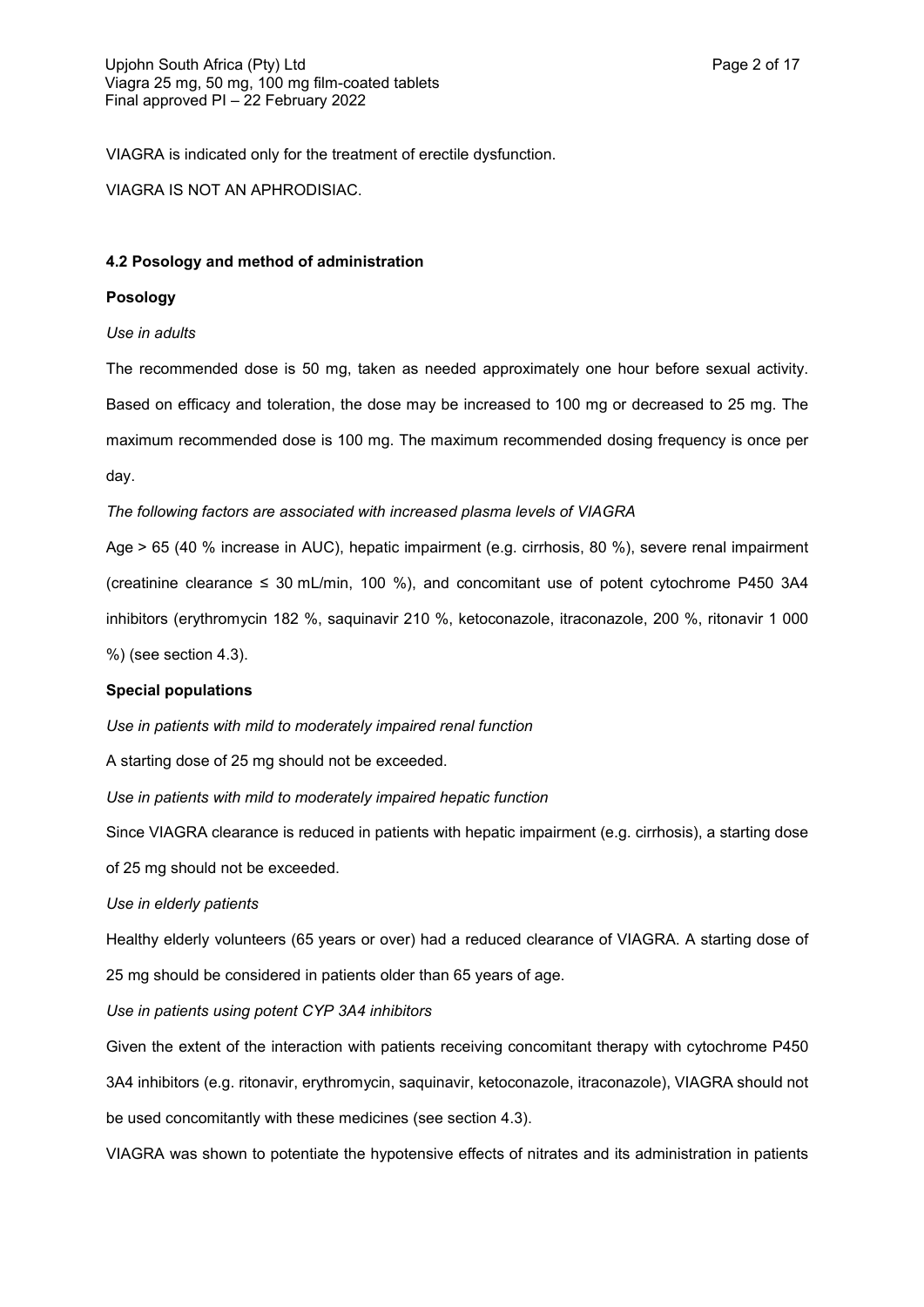VIAGRA is indicated only for the treatment of erectile dysfunction.

VIAGRA IS NOT AN APHRODISIAC.

**4.2 Posology and method of administration**

**Posology**

*Use in adults*

The recommended dose is 50 mg, taken as needed approximately one hour before sexual activity. Based on efficacy and toleration, the dose may be increased to 100 mg or decreased to 25 mg. The maximum recommended dose is 100 mg. The maximum recommended dosing frequency is once per day.

*The following factors are associated with increased plasma levels of VIAGRA*

Age > 65 (40 % increase in AUC), hepatic impairment (e.g. cirrhosis, 80 %), severe renal impairment (creatinine clearance ≤ 30 mL/min, 100 %), and concomitant use of potent cytochrome P450 3A4 inhibitors (erythromycin 182 %, saquinavir 210 %, ketoconazole, itraconazole, 200 %, ritonavir 1 000 %) (see section 4.3).

**Special populations**

*Use in patients with mild to moderately impaired renal function*

A starting dose of 25 mg should not be exceeded.

*Use in patients with mild to moderately impaired hepatic function*

Since VIAGRA clearance is reduced in patients with hepatic impairment (e.g. cirrhosis), a starting dose of 25 mg should not be exceeded.

*Use in elderly patients*

Healthy elderly volunteers (65 years or over) had a reduced clearance of VIAGRA. A starting dose of 25 mg should be considered in patients older than 65 years of age.

*Use in patients using potent CYP 3A4 inhibitors*

Given the extent of the interaction with patients receiving concomitant therapy with cytochrome P450 3A4 inhibitors (e.g. ritonavir, erythromycin, saquinavir, ketoconazole, itraconazole), VIAGRA should not be used concomitantly with these medicines (see section 4.3).

VIAGRA was shown to potentiate the hypotensive effects of nitrates and its administration in patients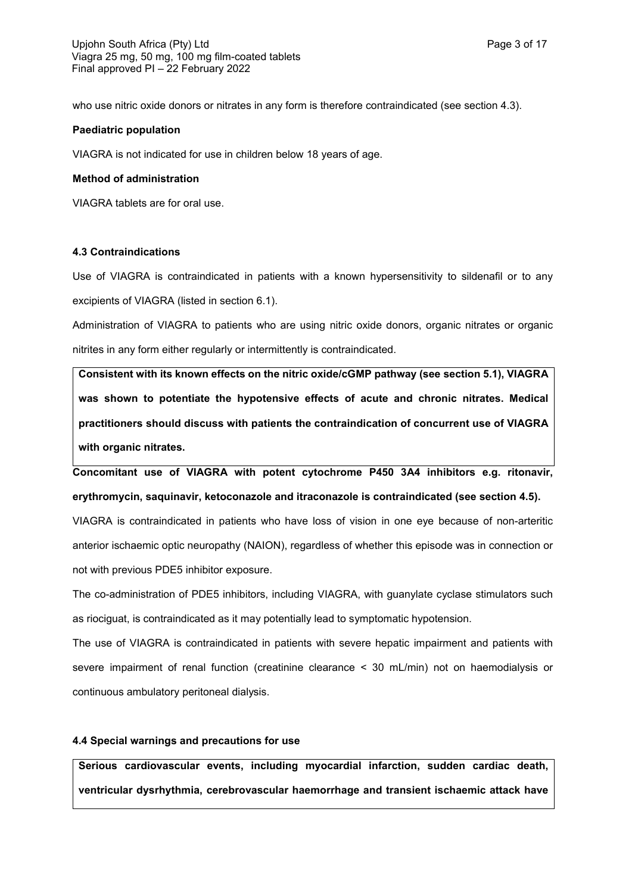who use nitric oxide donors or nitrates in any form is therefore contraindicated (see section 4.3).

**Paediatric population**

VIAGRA is not indicated for use in children below 18 years of age.

**Method of administration**

VIAGRA tablets are for oral use.

**4.3 Contraindications**

Use of VIAGRA is contraindicated in patients with a known hypersensitivity to sildenafil or to any excipients of VIAGRA (listed in section 6.1).

Administration of VIAGRA to patients who are using nitric oxide donors, organic nitrates or organic nitrites in any form either regularly or intermittently is contraindicated.

**Consistent with its known effects on the nitric oxide/cGMP pathway (see section 5.1), VIAGRA was shown to potentiate the hypotensive effects of acute and chronic nitrates. Medical practitioners should discuss with patients the contraindication of concurrent use of VIAGRA with organic nitrates.**

**Concomitant use of VIAGRA with potent cytochrome P450 3A4 inhibitors e.g. ritonavir, erythromycin, saquinavir, ketoconazole and itraconazole is contraindicated (see section 4.5).**

VIAGRA is contraindicated in patients who have loss of vision in one eye because of non-arteritic anterior ischaemic optic neuropathy (NAION), regardless of whether this episode was in connection or not with previous PDE5 inhibitor exposure.

The co-administration of PDE5 inhibitors, including VIAGRA, with guanylate cyclase stimulators such as riociguat, is contraindicated as it may potentially lead to symptomatic hypotension.

The use of VIAGRA is contraindicated in patients with severe hepatic impairment and patients with severe impairment of renal function (creatinine clearance < 30 mL/min) not on haemodialysis or continuous ambulatory peritoneal dialysis.

**4.4 Special warnings and precautions for use**

**Serious cardiovascular events, including myocardial infarction, sudden cardiac death, ventricular dysrhythmia, cerebrovascular haemorrhage and transient ischaemic attack have**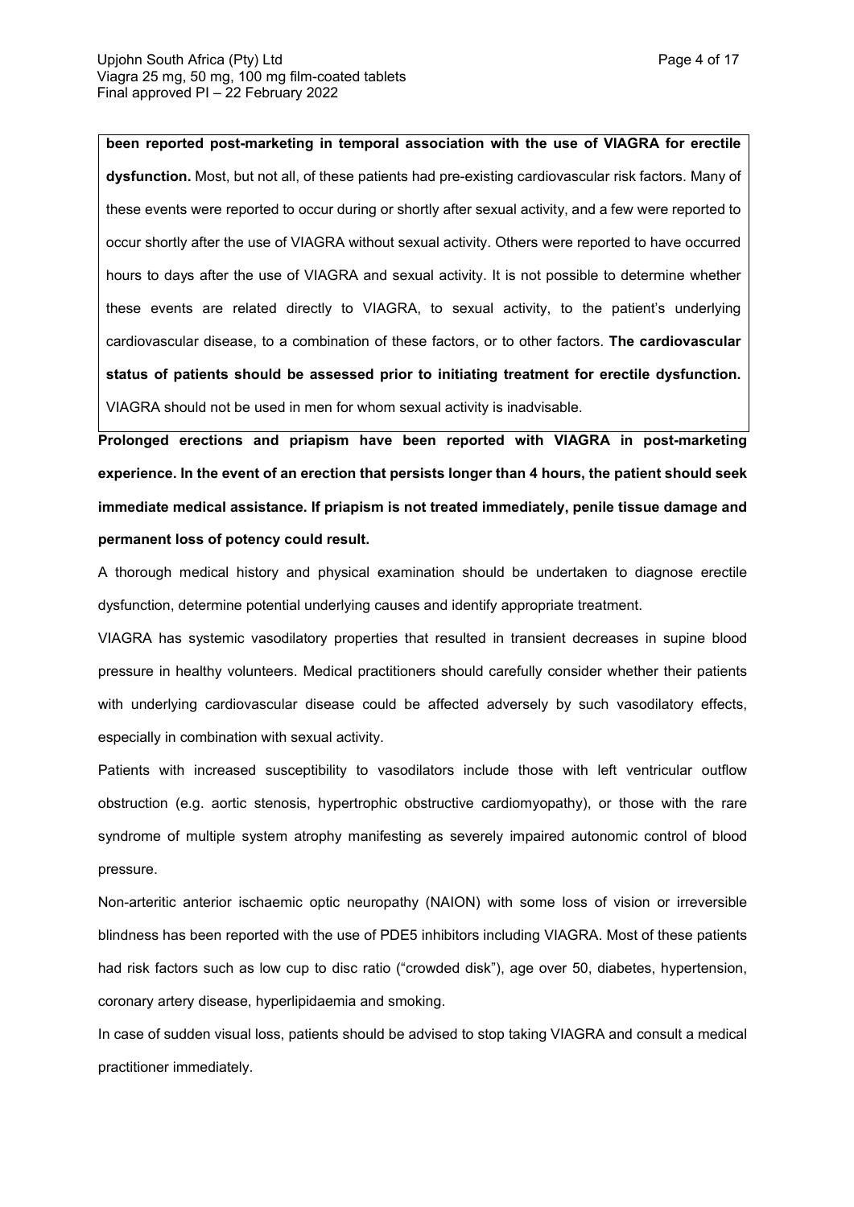**been reported post-marketing in temporal association with the use of VIAGRA for erectile dysfunction.** Most, but not all, of these patients had pre-existing cardiovascular risk factors. Many of these events were reported to occur during or shortly after sexual activity, and a few were reported to occur shortly after the use of VIAGRA without sexual activity. Others were reported to have occurred hours to days after the use of VIAGRA and sexual activity. It is not possible to determine whether these events are related directly to VIAGRA, to sexual activity, to the patient's underlying cardiovascular disease, to a combination of these factors, or to other factors. **The cardiovascular status of patients should be assessed prior to initiating treatment for erectile dysfunction.** VIAGRA should not be used in men for whom sexual activity is inadvisable.

**Prolonged erections and priapism have been reported with VIAGRA in post-marketing experience. In the event of an erection that persists longer than 4 hours, the patient should seek immediate medical assistance. If priapism is not treated immediately, penile tissue damage and permanent loss of potency could result.**

A thorough medical history and physical examination should be undertaken to diagnose erectile dysfunction, determine potential underlying causes and identify appropriate treatment.

VIAGRA has systemic vasodilatory properties that resulted in transient decreases in supine blood pressure in healthy volunteers. Medical practitioners should carefully consider whether their patients with underlying cardiovascular disease could be affected adversely by such vasodilatory effects, especially in combination with sexual activity.

Patients with increased susceptibility to vasodilators include those with left ventricular outflow obstruction (e.g. aortic stenosis, hypertrophic obstructive cardiomyopathy), or those with the rare syndrome of multiple system atrophy manifesting as severely impaired autonomic control of blood pressure.

Non-arteritic anterior ischaemic optic neuropathy (NAION) with some loss of vision or irreversible blindness has been reported with the use of PDE5 inhibitors including VIAGRA. Most of these patients had risk factors such as low cup to disc ratio ("crowded disk"), age over 50, diabetes, hypertension, coronary artery disease, hyperlipidaemia and smoking.

In case of sudden visual loss, patients should be advised to stop taking VIAGRA and consult a medical practitioner immediately.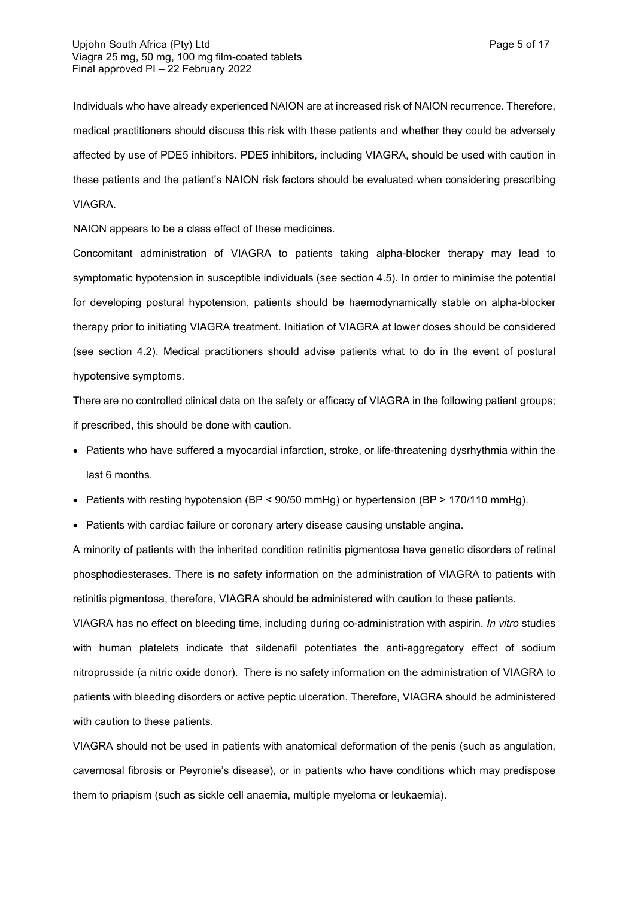Individuals who have already experienced NAION are at increased risk of NAION recurrence. Therefore, medical practitioners should discuss this risk with these patients and whether they could be adversely affected by use of PDE5 inhibitors. PDE5 inhibitors, including VIAGRA, should be used with caution in these patients and the patient's NAION risk factors should be evaluated when considering prescribing VIAGRA.

NAION appears to be a class effect of these medicines.

Concomitant administration of VIAGRA to patients taking alpha-blocker therapy may lead to symptomatic hypotension in susceptible individuals (see section 4.5). In order to minimise the potential for developing postural hypotension, patients should be haemodynamically stable on alpha-blocker therapy prior to initiating VIAGRA treatment. Initiation of VIAGRA at lower doses should be considered (see section 4.2). Medical practitioners should advise patients what to do in the event of postural hypotensive symptoms.

There are no controlled clinical data on the safety or efficacy of VIAGRA in the following patient groups; if prescribed, this should be done with caution.

- Patients who have suffered a myocardial infarction, stroke, or life-threatening dysrhythmia within the last 6 months.
- Patients with resting hypotension (BP < 90/50 mmHg) or hypertension (BP > 170/110 mmHg).
- Patients with cardiac failure or coronary artery disease causing unstable angina.

A minority of patients with the inherited condition retinitis pigmentosa have genetic disorders of retinal phosphodiesterases. There is no safety information on the administration of VIAGRA to patients with retinitis pigmentosa, therefore, VIAGRA should be administered with caution to these patients.

VIAGRA has no effect on bleeding time, including during co-administration with aspirin. *In vitro* studies with human platelets indicate that sildenafil potentiates the anti-aggregatory effect of sodium nitroprusside (a nitric oxide donor). There is no safety information on the administration of VIAGRA to patients with bleeding disorders or active peptic ulceration. Therefore, VIAGRA should be administered with caution to these patients.

VIAGRA should not be used in patients with anatomical deformation of the penis (such as angulation, cavernosal fibrosis or Peyronie's disease), or in patients who have conditions which may predispose them to priapism (such as sickle cell anaemia, multiple myeloma or leukaemia).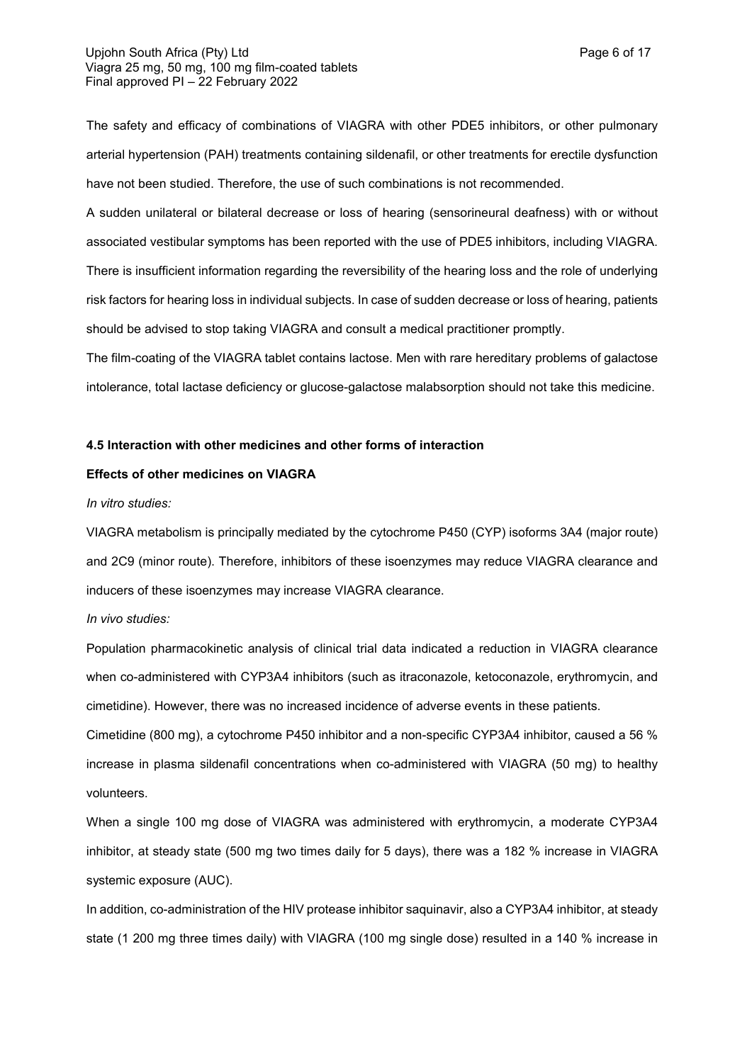The safety and efficacy of combinations of VIAGRA with other PDE5 inhibitors, or other pulmonary arterial hypertension (PAH) treatments containing sildenafil, or other treatments for erectile dysfunction have not been studied. Therefore, the use of such combinations is not recommended.

A sudden unilateral or bilateral decrease or loss of hearing (sensorineural deafness) with or without associated vestibular symptoms has been reported with the use of PDE5 inhibitors, including VIAGRA. There is insufficient information regarding the reversibility of the hearing loss and the role of underlying risk factors for hearing loss in individual subjects. In case of sudden decrease or loss of hearing, patients should be advised to stop taking VIAGRA and consult a medical practitioner promptly.

The film-coating of the VIAGRA tablet contains lactose. Men with rare hereditary problems of galactose intolerance, total lactase deficiency or glucose-galactose malabsorption should not take this medicine.

#### 4.5 Interaction with other medicines and other forms of interaction

**Effects of other medicines on VIAGRA**

*In vitro studies:*

VIAGRA metabolism is principally mediated by the cytochrome P450 (CYP) isoforms 3A4 (major route) and 2C9 (minor route). Therefore, inhibitors of these isoenzymes may reduce VIAGRA clearance and inducers of these isoenzymes may increase VIAGRA clearance.

*In vivo studies:*

Population pharmacokinetic analysis of clinical trial data indicated a reduction in VIAGRA clearance when co-administered with CYP3A4 inhibitors (such as itraconazole, ketoconazole, erythromycin, and cimetidine). However, there was no increased incidence of adverse events in these patients.

Cimetidine (800 mg), a cytochrome P450 inhibitor and a non-specific CYP3A4 inhibitor, caused a 56 % increase in plasma sildenafil concentrations when co-administered with VIAGRA (50 mg) to healthy volunteers.

When a single 100 mg dose of VIAGRA was administered with erythromycin, a moderate CYP3A4 inhibitor, at steady state (500 mg two times daily for 5 days), there was a 182 % increase in VIAGRA systemic exposure (AUC).

In addition, co-administration of the HIV protease inhibitor saquinavir, also a CYP3A4 inhibitor, at steady state (1 200 mg three times daily) with VIAGRA (100 mg single dose) resulted in a 140 % increase in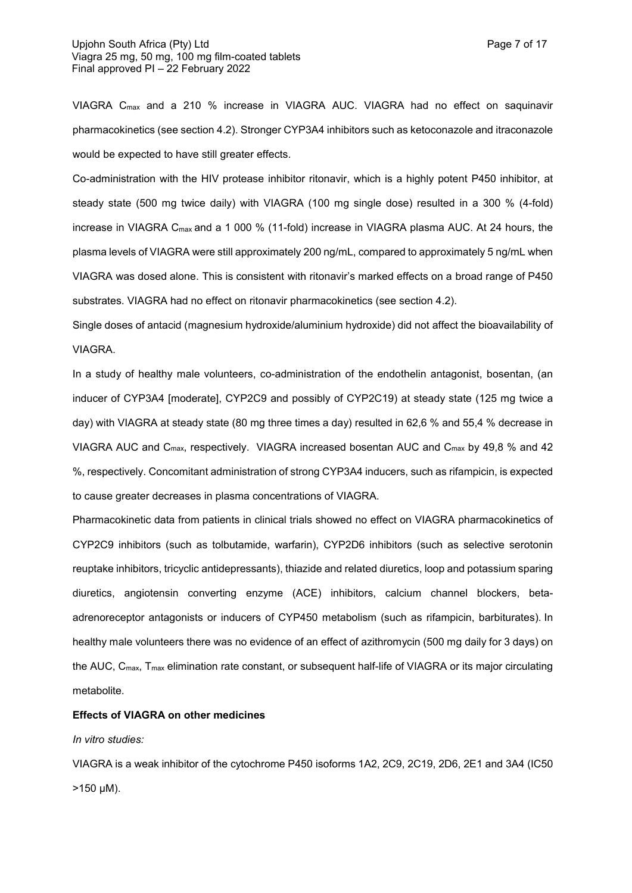VIAGRA $C_{max}$ and a 210 % increase in VIAGRA AUC. VIAGRA had no effect on saquinavir pharmacokinetics (see section 4.2). Stronger CYP3A4 inhibitors such as ketoconazole and itraconazole would be expected to have still greater effects.

Co-administration with the HIV protease inhibitor ritonavir, which is a highly potent P450 inhibitor, at steady state (500 mg twice daily) with VIAGRA (100 mg single dose) resulted in a 300 % (4-fold) increase in VIAGRA $C_{max}$ and a 1 000 % (11-fold) increase in VIAGRA plasma AUC. At 24 hours, the plasma levels of VIAGRA were still approximately 200 ng/mL, compared to approximately 5 ng/mL when VIAGRA was dosed alone. This is consistent with ritonavir's marked effects on a broad range of P450 substrates. VIAGRA had no effect on ritonavir pharmacokinetics (see section 4.2).

Single doses of antacid (magnesium hydroxide/aluminium hydroxide) did not affect the bioavailability of VIAGRA.

In a study of healthy male volunteers, co-administration of the endothelin antagonist, bosentan, (an inducer of CYP3A4 [moderate], CYP2C9 and possibly of CYP2C19) at steady state (125 mg twice a day) with VIAGRA at steady state (80 mg three times a day) resulted in 62,6 % and 55,4 % decrease in VIAGRA AUC and $C_{max}$, respectively. VIAGRA increased bosentan AUC and $C_{max}$ by 49,8 % and 42 %, respectively. Concomitant administration of strong CYP3A4 inducers, such as rifampicin, is expected to cause greater decreases in plasma concentrations of VIAGRA.

Pharmacokinetic data from patients in clinical trials showed no effect on VIAGRA pharmacokinetics of CYP2C9 inhibitors (such as tolbutamide, warfarin), CYP2D6 inhibitors (such as selective serotonin reuptake inhibitors, tricyclic antidepressants), thiazide and related diuretics, loop and potassium sparing diuretics, angiotensin converting enzyme (ACE) inhibitors, calcium channel blockers, beta-adrenoreceptor antagonists or inducers of CYP450 metabolism (such as rifampicin, barbiturates). In healthy male volunteers there was no evidence of an effect of azithromycin (500 mg daily for 3 days) on the AUC, $C_{max}$, $T_{max}$ elimination rate constant, or subsequent half-life of VIAGRA or its major circulating metabolite.

**Effects of VIAGRA on other medicines**

*In vitro studies:*

VIAGRA is a weak inhibitor of the cytochrome P450 isoforms 1A2, 2C9, 2C19, 2D6, 2E1 and 3A4 (IC50 >150 µM).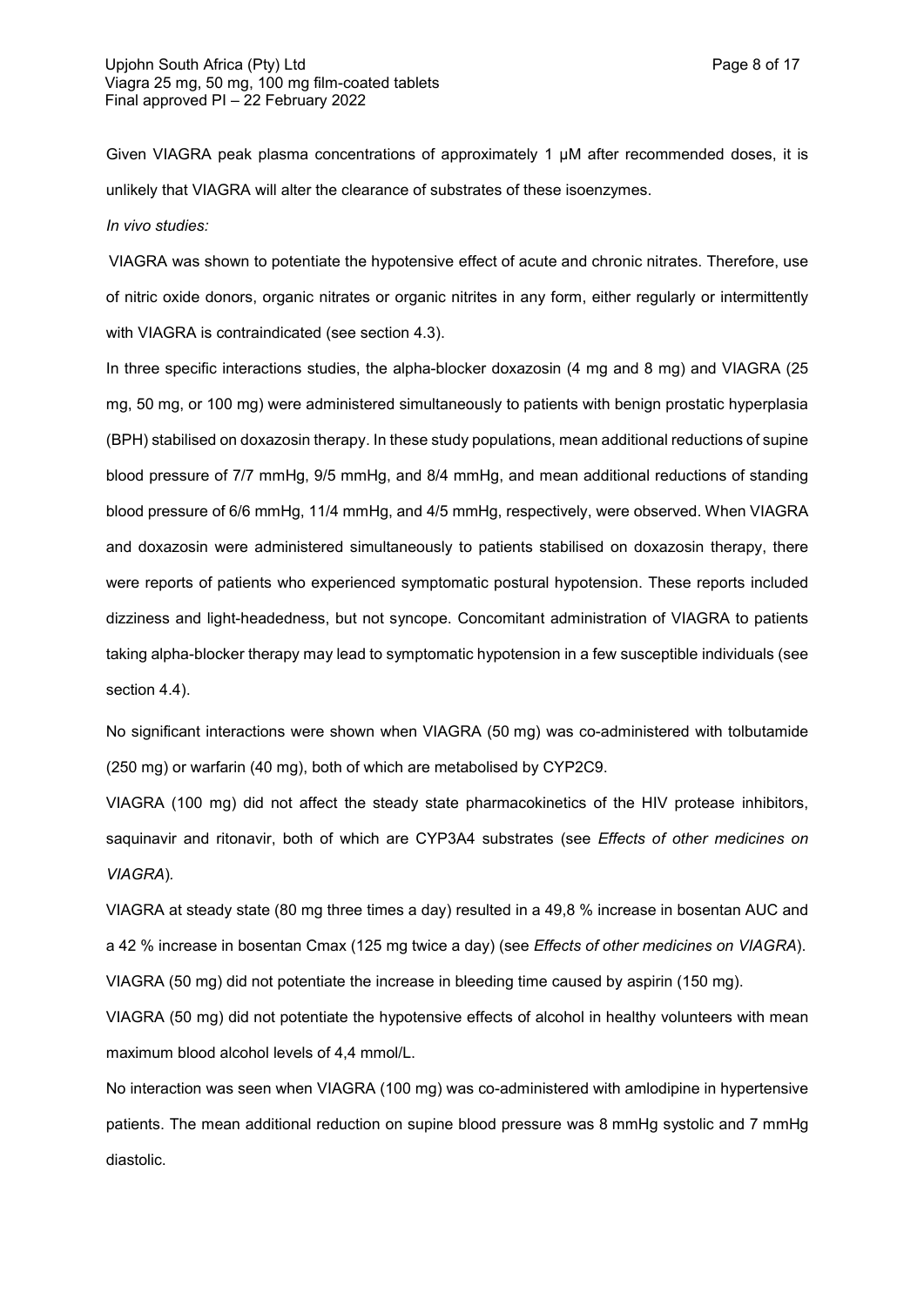Given VIAGRA peak plasma concentrations of approximately 1 µM after recommended doses, it is unlikely that VIAGRA will alter the clearance of substrates of these isoenzymes.

*In vivo studies:*

VIAGRA was shown to potentiate the hypotensive effect of acute and chronic nitrates. Therefore, use of nitric oxide donors, organic nitrates or organic nitrites in any form, either regularly or intermittently with VIAGRA is contraindicated (see section 4.3).

In three specific interactions studies, the alpha-blocker doxazosin (4 mg and 8 mg) and VIAGRA (25 mg, 50 mg, or 100 mg) were administered simultaneously to patients with benign prostatic hyperplasia (BPH) stabilised on doxazosin therapy. In these study populations, mean additional reductions of supine blood pressure of 7/7 mmHg, 9/5 mmHg, and 8/4 mmHg, and mean additional reductions of standing blood pressure of 6/6 mmHg, 11/4 mmHg, and 4/5 mmHg, respectively, were observed. When VIAGRA and doxazosin were administered simultaneously to patients stabilised on doxazosin therapy, there were reports of patients who experienced symptomatic postural hypotension. These reports included dizziness and light-headedness, but not syncope. Concomitant administration of VIAGRA to patients taking alpha-blocker therapy may lead to symptomatic hypotension in a few susceptible individuals (see section 4.4).

No significant interactions were shown when VIAGRA (50 mg) was co-administered with tolbutamide (250 mg) or warfarin (40 mg), both of which are metabolised by CYP2C9.

VIAGRA (100 mg) did not affect the steady state pharmacokinetics of the HIV protease inhibitors, saquinavir and ritonavir, both of which are CYP3A4 substrates (see *Effects of other medicines on VIAGRA*).

VIAGRA at steady state (80 mg three times a day) resulted in a 49,8 % increase in bosentan AUC and a 42 % increase in bosentan Cmax (125 mg twice a day) (see *Effects of other medicines on VIAGRA*).

VIAGRA (50 mg) did not potentiate the increase in bleeding time caused by aspirin (150 mg).

VIAGRA (50 mg) did not potentiate the hypotensive effects of alcohol in healthy volunteers with mean maximum blood alcohol levels of 4,4 mmol/L.

No interaction was seen when VIAGRA (100 mg) was co-administered with amlodipine in hypertensive patients. The mean additional reduction on supine blood pressure was 8 mmHg systolic and 7 mmHg diastolic.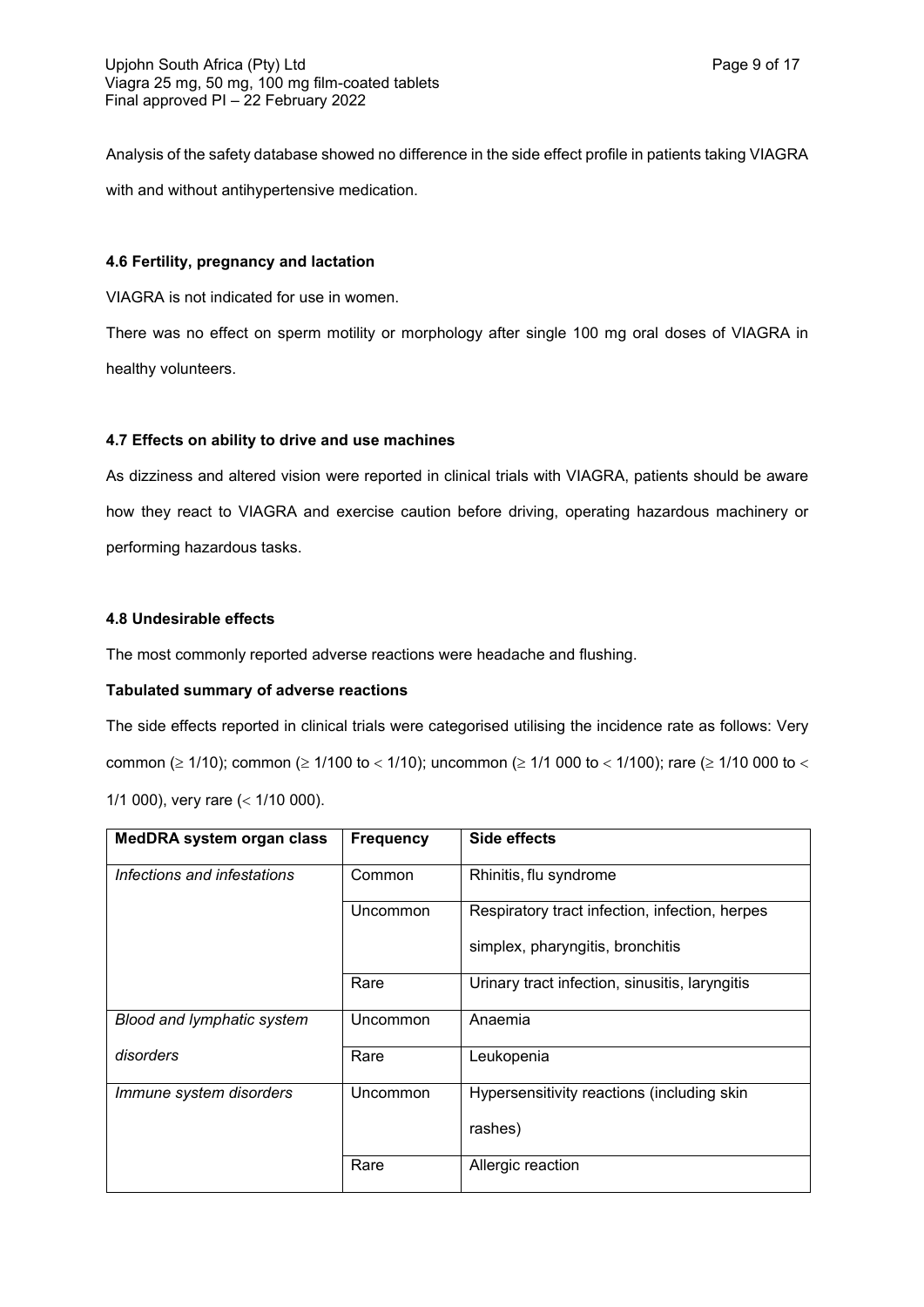Analysis of the safety database showed no difference in the side effect profile in patients taking VIAGRA with and without antihypertensive medication.

#### 4.6 Fertility, pregnancy and lactation

VIAGRA is not indicated for use in women.

There was no effect on sperm motility or morphology after single 100 mg oral doses of VIAGRA in healthy volunteers.

#### 4.7 Effects on ability to drive and use machines

As dizziness and altered vision were reported in clinical trials with VIAGRA, patients should be aware how they react to VIAGRA and exercise caution before driving, operating hazardous machinery or performing hazardous tasks.

#### 4.8 Undesirable effects

The most commonly reported adverse reactions were headache and flushing.

**Tabulated summary of adverse reactions**

The side effects reported in clinical trials were categorised utilising the incidence rate as follows: Very common ($\geq$ 1/10); common ($\geq$ 1/100 to $<$ 1/10); uncommon ($\geq$ 1/1 000 to $<$ 1/100); rare ($\geq$ 1/10 000 to $<$ 1/1 000), very rare ($<$ 1/10 000).

| MedDRA system organ class | Frequency | Side effects |
|---|---|---|
| *Infections and infestations* | Common | Rhinitis, flu syndrome |
| | Uncommon | Respiratory tract infection, infection, herpes simplex, pharyngitis, bronchitis |
| | Rare | Urinary tract infection, sinusitis, laryngitis |
| *Blood and lymphatic system disorders* | Uncommon | Anaemia |
| | Rare | Leukopenia |
| *Immune system disorders* | Uncommon | Hypersensitivity reactions (including skin rashes) |
| | Rare | Allergic reaction |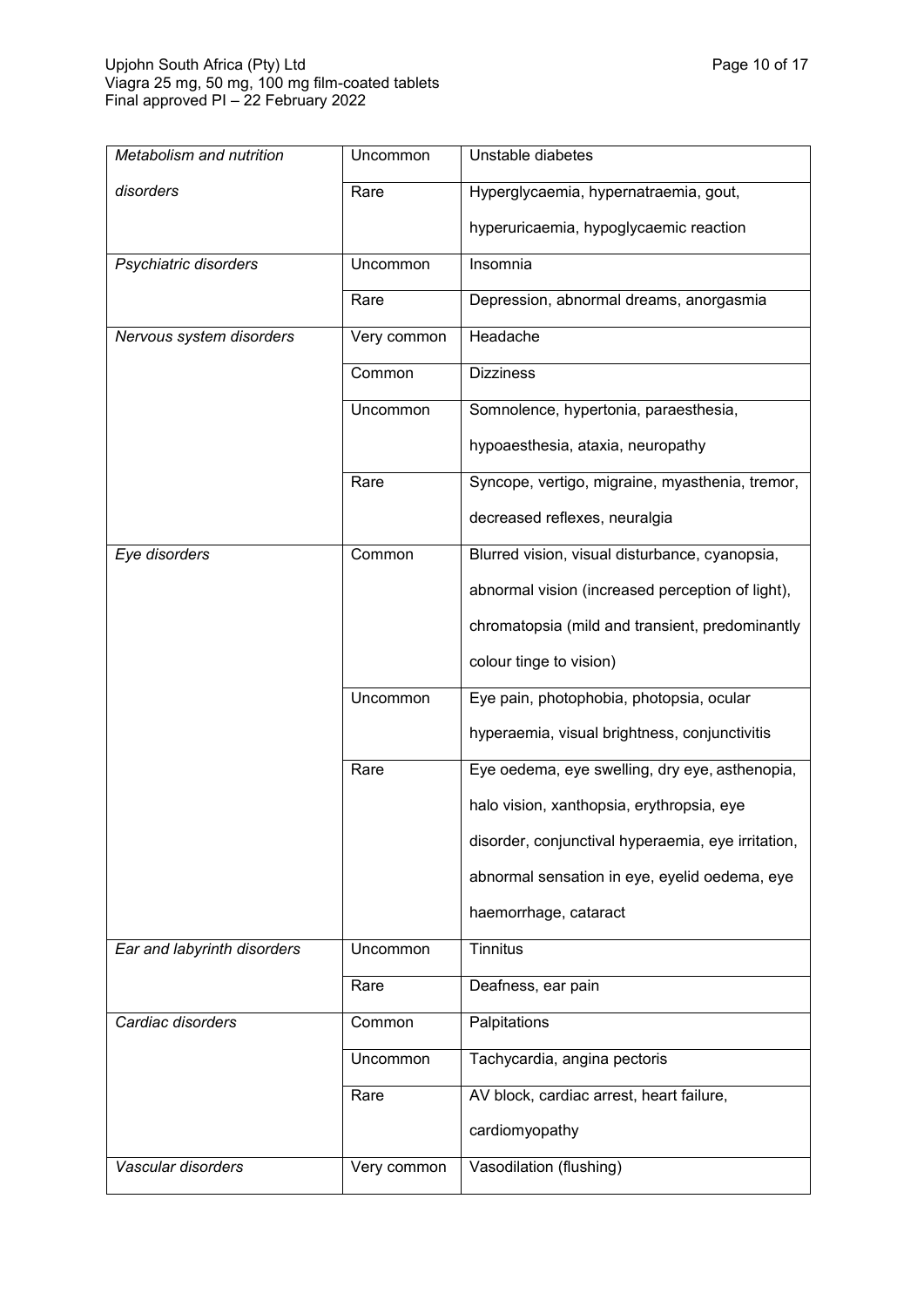| | | |
|---|---|---|
| *Metabolism and nutrition disorders* | Uncommon | Unstable diabetes |
| | Rare | Hyperglycaemia, hypernatraemia, gout, hyperuricaemia, hypoglycaemic reaction |
| *Psychiatric disorders* | Uncommon | Insomnia |
| | Rare | Depression, abnormal dreams, anorgasmia |
| *Nervous system disorders* | Very common | Headache |
| | Common | Dizziness |
| | Uncommon | Somnolence, hypertonia, paraesthesia, hypoaesthesia, ataxia, neuropathy |
| | Rare | Syncope, vertigo, migraine, myasthenia, tremor, decreased reflexes, neuralgia |
| *Eye disorders* | Common | Blurred vision, visual disturbance, cyanopsia, abnormal vision (increased perception of light), chromatopsia (mild and transient, predominantly colour tinge to vision) |
| | Uncommon | Eye pain, photophobia, photopsia, ocular hyperaemia, visual brightness, conjunctivitis |
| | Rare | Eye oedema, eye swelling, dry eye, asthenopia, halo vision, xanthopsia, erythropsia, eye disorder, conjunctival hyperaemia, eye irritation, abnormal sensation in eye, eyelid oedema, eye haemorrhage, cataract |
| *Ear and labyrinth disorders* | Uncommon | Tinnitus |
| | Rare | Deafness, ear pain |
| *Cardiac disorders* | Common | Palpitations |
| | Uncommon | Tachycardia, angina pectoris |
| | Rare | AV block, cardiac arrest, heart failure, cardiomyopathy |
| *Vascular disorders* | Very common | Vasodilation (flushing) |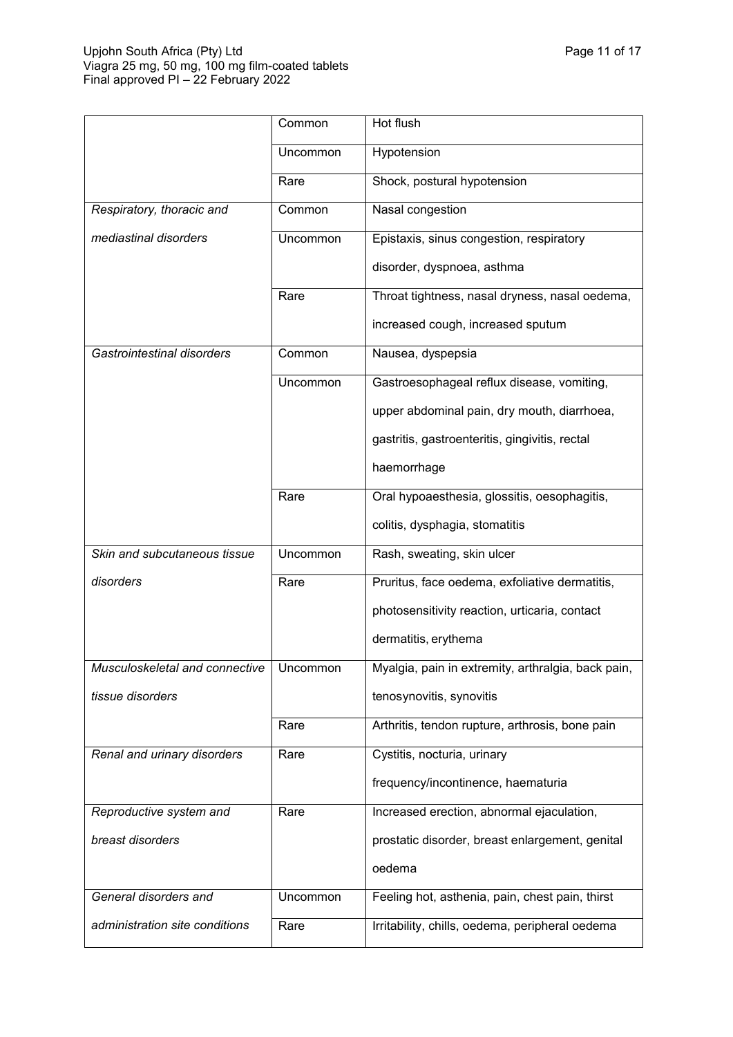| | | |
|---|---|---|
| | Common | Hot flush |
| | Uncommon | Hypotension |
| | Rare | Shock, postural hypotension |
| *Respiratory, thoracic and mediastinal disorders* | Common | Nasal congestion |
| | Uncommon | Epistaxis, sinus congestion, respiratory disorder, dyspnoea, asthma |
| | Rare | Throat tightness, nasal dryness, nasal oedema, increased cough, increased sputum |
| *Gastrointestinal disorders* | Common | Nausea, dyspepsia |
| | Uncommon | Gastroesophageal reflux disease, vomiting, upper abdominal pain, dry mouth, diarrhoea, gastritis, gastroenteritis, gingivitis, rectal haemorrhage |
| | Rare | Oral hypoaesthesia, glossitis, oesophagitis, colitis, dysphagia, stomatitis |
| *Skin and subcutaneous tissue disorders* | Uncommon | Rash, sweating, skin ulcer |
| | Rare | Pruritus, face oedema, exfoliative dermatitis, photosensitivity reaction, urticaria, contact dermatitis, erythema |
| *Musculoskeletal and connective tissue disorders* | Uncommon | Myalgia, pain in extremity, arthralgia, back pain, tenosynovitis, synovitis |
| | Rare | Arthritis, tendon rupture, arthrosis, bone pain |
| *Renal and urinary disorders* | Rare | Cystitis, nocturia, urinary frequency/incontinence, haematuria |
| *Reproductive system and breast disorders* | Rare | Increased erection, abnormal ejaculation, prostatic disorder, breast enlargement, genital oedema |
| *General disorders and administration site conditions* | Uncommon | Feeling hot, asthenia, pain, chest pain, thirst |
| | Rare | Irritability, chills, oedema, peripheral oedema |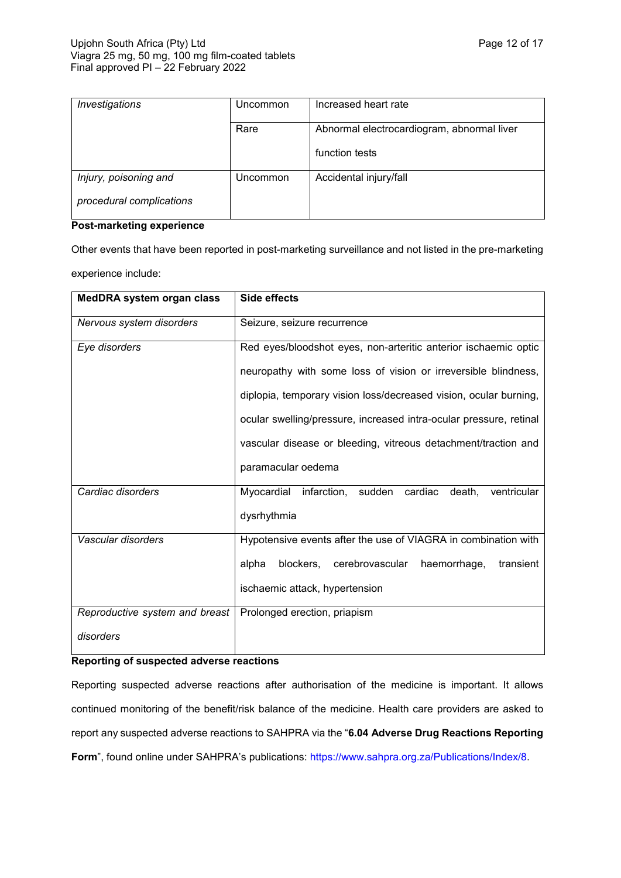| | | |
|---|---|---|
| *Investigations* | Uncommon | Increased heart rate |
| | Rare | Abnormal electrocardiogram, abnormal liver function tests |
| *Injury, poisoning and procedural complications* | Uncommon | Accidental injury/fall |

**Post-marketing experience**

Other events that have been reported in post-marketing surveillance and not listed in the pre-marketing experience include:

| MedDRA system organ class | Side effects |
|---|---|
| *Nervous system disorders* | Seizure, seizure recurrence |
| *Eye disorders* | Red eyes/bloodshot eyes, non-arteritic anterior ischaemic optic neuropathy with some loss of vision or irreversible blindness, diplopia, temporary vision loss/decreased vision, ocular burning, ocular swelling/pressure, increased intra-ocular pressure, retinal vascular disease or bleeding, vitreous detachment/traction and paramacular oedema |
| *Cardiac disorders* | Myocardial infarction, sudden cardiac death, ventricular dysrhythmia |
| *Vascular disorders* | Hypotensive events after the use of VIAGRA in combination with alpha blockers, cerebrovascular haemorrhage, transient ischaemic attack, hypertension |
| *Reproductive system and breast disorders* | Prolonged erection, priapism |

**Reporting of suspected adverse reactions**

Reporting suspected adverse reactions after authorisation of the medicine is important. It allows continued monitoring of the benefit/risk balance of the medicine. Health care providers are asked to report any suspected adverse reactions to SAHPRA via the "**6.04 Adverse Drug Reactions Reporting Form**", found online under SAHPRA's publications: https://www.sahpra.org.za/Publications/Index/8.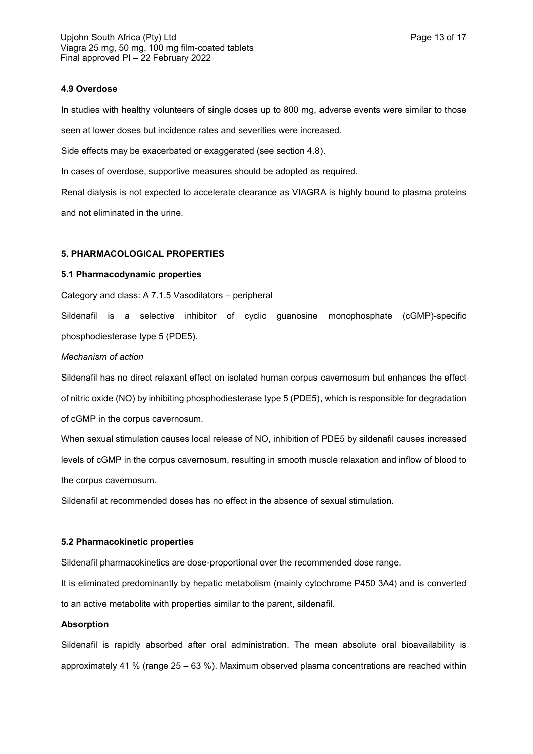### 4.9 Overdose

In studies with healthy volunteers of single doses up to 800 mg, adverse events were similar to those seen at lower doses but incidence rates and severities were increased.

Side effects may be exacerbated or exaggerated (see section 4.8).

In cases of overdose, supportive measures should be adopted as required.

Renal dialysis is not expected to accelerate clearance as VIAGRA is highly bound to plasma proteins and not eliminated in the urine.

## 5. PHARMACOLOGICAL PROPERTIES

### 5.1 Pharmacodynamic properties

Category and class: A 7.1.5 Vasodilators – peripheral

Sildenafil is a selective inhibitor of cyclic guanosine monophosphate (cGMP)-specific phosphodiesterase type 5 (PDE5).

*Mechanism of action*

Sildenafil has no direct relaxant effect on isolated human corpus cavernosum but enhances the effect of nitric oxide (NO) by inhibiting phosphodiesterase type 5 (PDE5), which is responsible for degradation of cGMP in the corpus cavernosum.

When sexual stimulation causes local release of NO, inhibition of PDE5 by sildenafil causes increased levels of cGMP in the corpus cavernosum, resulting in smooth muscle relaxation and inflow of blood to the corpus cavernosum.

Sildenafil at recommended doses has no effect in the absence of sexual stimulation.

### 5.2 Pharmacokinetic properties

Sildenafil pharmacokinetics are dose-proportional over the recommended dose range.

It is eliminated predominantly by hepatic metabolism (mainly cytochrome P450 3A4) and is converted to an active metabolite with properties similar to the parent, sildenafil.

**Absorption**

Sildenafil is rapidly absorbed after oral administration. The mean absolute oral bioavailability is approximately 41 % (range 25 – 63 %). Maximum observed plasma concentrations are reached within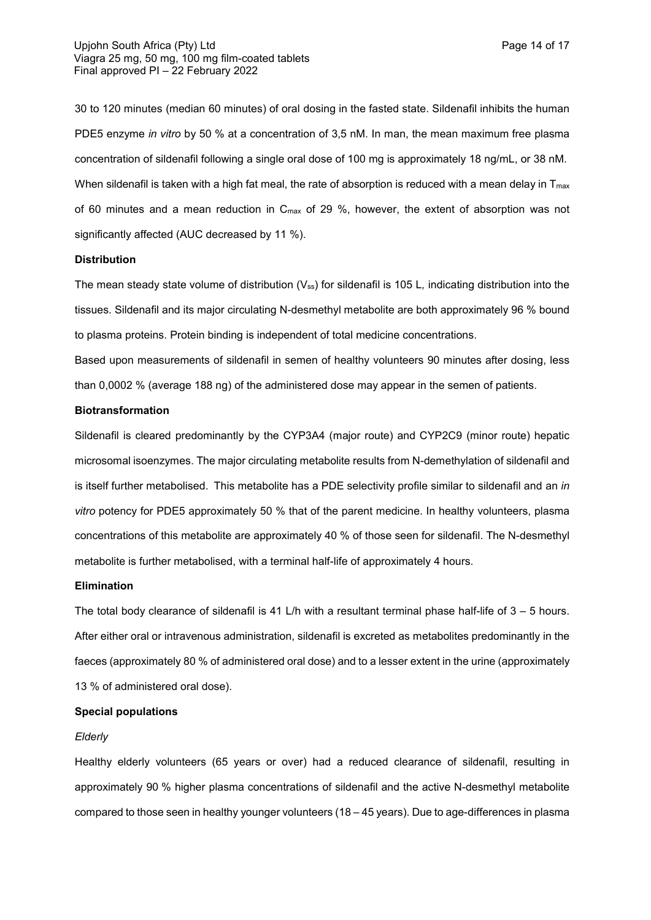30 to 120 minutes (median 60 minutes) of oral dosing in the fasted state. Sildenafil inhibits the human PDE5 enzyme *in vitro* by 50 % at a concentration of 3,5 nM. In man, the mean maximum free plasma concentration of sildenafil following a single oral dose of 100 mg is approximately 18 ng/mL, or 38 nM. When sildenafil is taken with a high fat meal, the rate of absorption is reduced with a mean delay in $T_{max}$ of 60 minutes and a mean reduction in $C_{max}$ of 29 %, however, the extent of absorption was not significantly affected (AUC decreased by 11 %).

**Distribution**

The mean steady state volume of distribution ($V_{ss}$) for sildenafil is 105 L, indicating distribution into the tissues. Sildenafil and its major circulating N-desmethyl metabolite are both approximately 96 % bound to plasma proteins. Protein binding is independent of total medicine concentrations.

Based upon measurements of sildenafil in semen of healthy volunteers 90 minutes after dosing, less than 0,0002 % (average 188 ng) of the administered dose may appear in the semen of patients.

**Biotransformation**

Sildenafil is cleared predominantly by the CYP3A4 (major route) and CYP2C9 (minor route) hepatic microsomal isoenzymes. The major circulating metabolite results from N-demethylation of sildenafil and is itself further metabolised. This metabolite has a PDE selectivity profile similar to sildenafil and an *in vitro* potency for PDE5 approximately 50 % that of the parent medicine. In healthy volunteers, plasma concentrations of this metabolite are approximately 40 % of those seen for sildenafil. The N-desmethyl metabolite is further metabolised, with a terminal half-life of approximately 4 hours.

**Elimination**

The total body clearance of sildenafil is 41 L/h with a resultant terminal phase half-life of 3 – 5 hours. After either oral or intravenous administration, sildenafil is excreted as metabolites predominantly in the faeces (approximately 80 % of administered oral dose) and to a lesser extent in the urine (approximately 13 % of administered oral dose).

**Special populations**

*Elderly*

Healthy elderly volunteers (65 years or over) had a reduced clearance of sildenafil, resulting in approximately 90 % higher plasma concentrations of sildenafil and the active N-desmethyl metabolite compared to those seen in healthy younger volunteers (18 – 45 years). Due to age-differences in plasma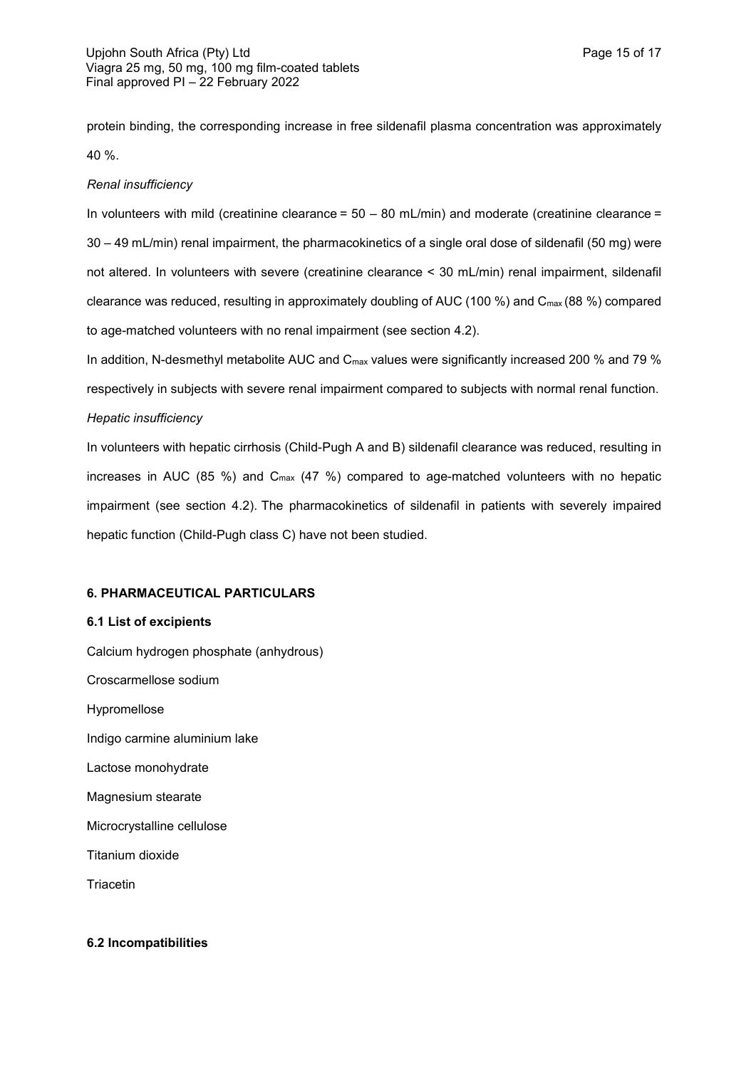protein binding, the corresponding increase in free sildenafil plasma concentration was approximately 40 %.

*Renal insufficiency*

In volunteers with mild (creatinine clearance = 50 – 80 mL/min) and moderate (creatinine clearance = 30 – 49 mL/min) renal impairment, the pharmacokinetics of a single oral dose of sildenafil (50 mg) were not altered. In volunteers with severe (creatinine clearance < 30 mL/min) renal impairment, sildenafil clearance was reduced, resulting in approximately doubling of AUC (100 %) and $C_{max}$ (88 %) compared to age-matched volunteers with no renal impairment (see section 4.2).

In addition, N-desmethyl metabolite AUC and $C_{max}$ values were significantly increased 200 % and 79 % respectively in subjects with severe renal impairment compared to subjects with normal renal function.

*Hepatic insufficiency*

In volunteers with hepatic cirrhosis (Child-Pugh A and B) sildenafil clearance was reduced, resulting in increases in AUC (85 %) and $C_{max}$ (47 %) compared to age-matched volunteers with no hepatic impairment (see section 4.2). The pharmacokinetics of sildenafil in patients with severely impaired hepatic function (Child-Pugh class C) have not been studied.

## 6. PHARMACEUTICAL PARTICULARS

### 6.1 List of excipients

Calcium hydrogen phosphate (anhydrous)

Croscarmellose sodium

Hypromellose

Indigo carmine aluminium lake

Lactose monohydrate

Magnesium stearate

Microcrystalline cellulose

Titanium dioxide

Triacetin

### 6.2 Incompatibilities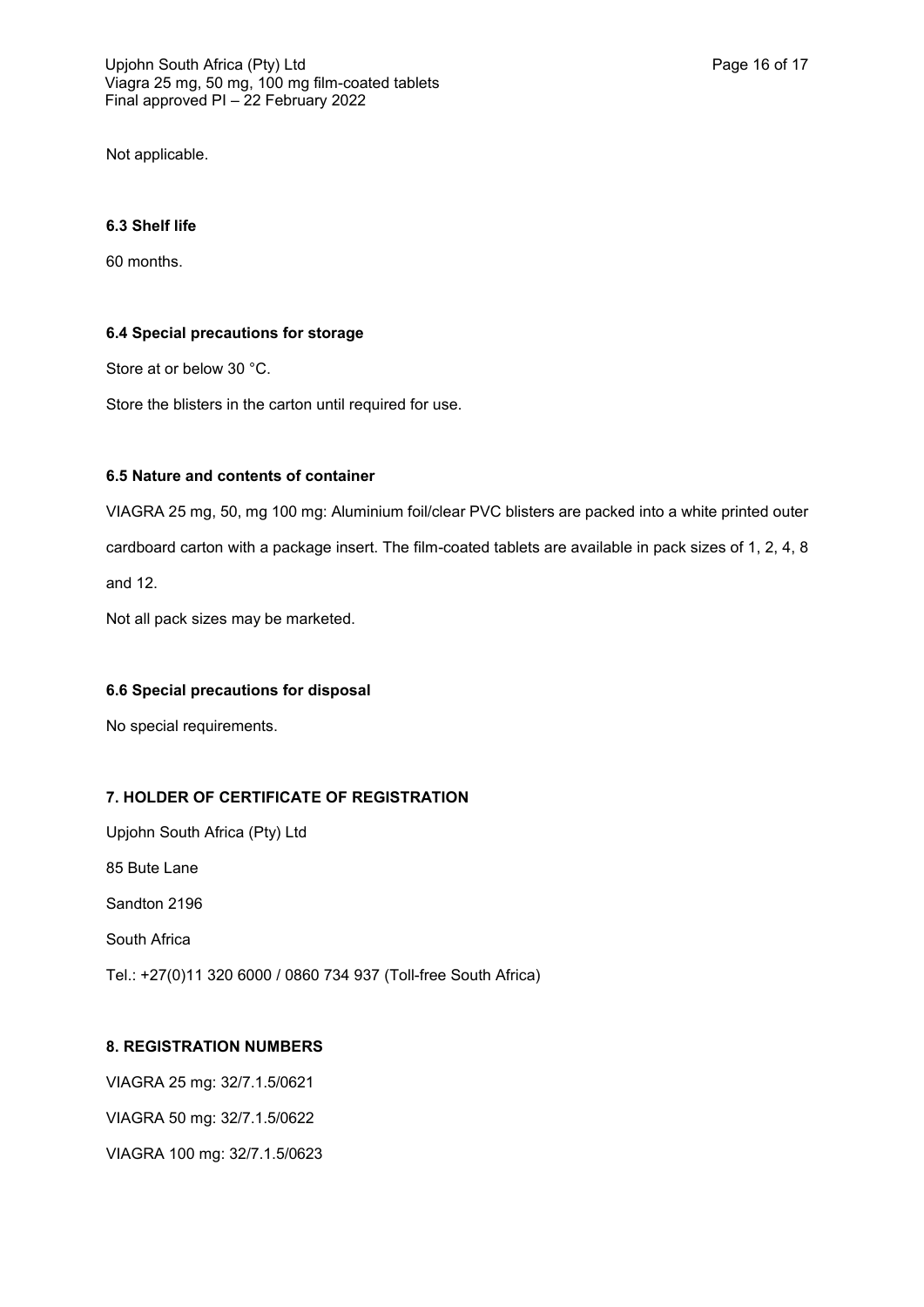Not applicable.

### 6.3 Shelf life

60 months.

### 6.4 Special precautions for storage

Store at or below 30 °C.

Store the blisters in the carton until required for use.

### 6.5 Nature and contents of container

VIAGRA 25 mg, 50, mg 100 mg: Aluminium foil/clear PVC blisters are packed into a white printed outer cardboard carton with a package insert. The film-coated tablets are available in pack sizes of 1, 2, 4, 8 and 12.

Not all pack sizes may be marketed.

### 6.6 Special precautions for disposal

No special requirements.

## 7. HOLDER OF CERTIFICATE OF REGISTRATION

Upjohn South Africa (Pty) Ltd

85 Bute Lane

Sandton 2196

South Africa

Tel.: +27(0)11 320 6000 / 0860 734 937 (Toll-free South Africa)

## 8. REGISTRATION NUMBERS

VIAGRA 25 mg: 32/7.1.5/0621

VIAGRA 50 mg: 32/7.1.5/0622

VIAGRA 100 mg: 32/7.1.5/0623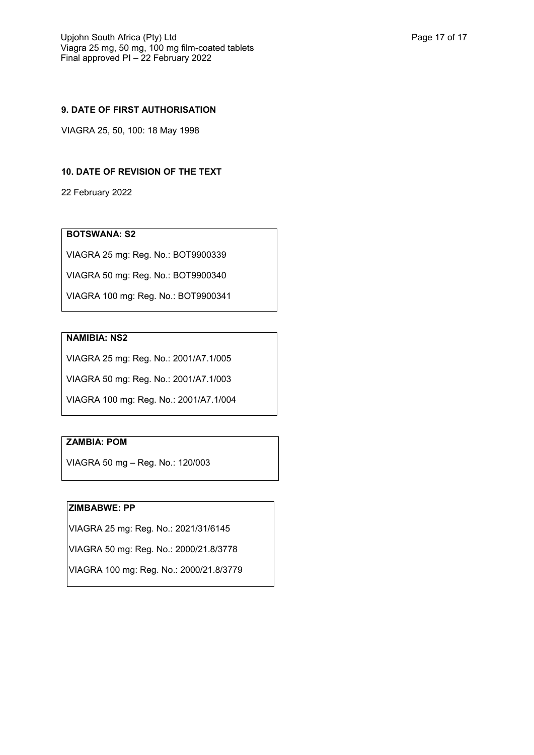## 9. DATE OF FIRST AUTHORISATION

VIAGRA 25, 50, 100: 18 May 1998

## 10. DATE OF REVISION OF THE TEXT

22 February 2022

**BOTSWANA: S2**

VIAGRA 25 mg: Reg. No.: BOT9900339

VIAGRA 50 mg: Reg. No.: BOT9900340

VIAGRA 100 mg: Reg. No.: BOT9900341

**NAMIBIA: NS2**

VIAGRA 25 mg: Reg. No.: 2001/A7.1/005

VIAGRA 50 mg: Reg. No.: 2001/A7.1/003

VIAGRA 100 mg: Reg. No.: 2001/A7.1/004

**ZAMBIA: POM**

VIAGRA 50 mg – Reg. No.: 120/003

**ZIMBABWE: PP**

VIAGRA 25 mg: Reg. No.: 2021/31/6145

VIAGRA 50 mg: Reg. No.: 2000/21.8/3778

VIAGRA 100 mg: Reg. No.: 2000/21.8/3779